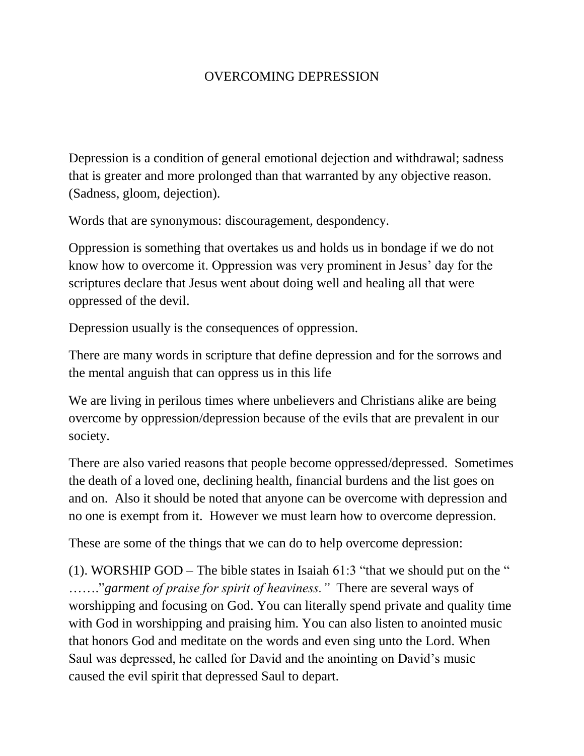# OVERCOMING DEPRESSION

Depression is a condition of general emotional dejection and withdrawal; sadness that is greater and more prolonged than that warranted by any objective reason. (Sadness, gloom, dejection).

Words that are synonymous: discouragement, despondency.

Oppression is something that overtakes us and holds us in bondage if we do not know how to overcome it. Oppression was very prominent in Jesus' day for the scriptures declare that Jesus went about doing well and healing all that were oppressed of the devil.

Depression usually is the consequences of oppression.

There are many words in scripture that define depression and for the sorrows and the mental anguish that can oppress us in this life

We are living in perilous times where unbelievers and Christians alike are being overcome by oppression/depression because of the evils that are prevalent in our society.

There are also varied reasons that people become oppressed/depressed. Sometimes the death of a loved one, declining health, financial burdens and the list goes on and on. Also it should be noted that anyone can be overcome with depression and no one is exempt from it. However we must learn how to overcome depression.

These are some of the things that we can do to help overcome depression:

(1). WORSHIP GOD – The bible states in Isaiah 61:3 "that we should put on the " ……."*garment of praise for spirit of heaviness."* There are several ways of worshipping and focusing on God. You can literally spend private and quality time with God in worshipping and praising him. You can also listen to anointed music that honors God and meditate on the words and even sing unto the Lord. When Saul was depressed, he called for David and the anointing on David's music caused the evil spirit that depressed Saul to depart.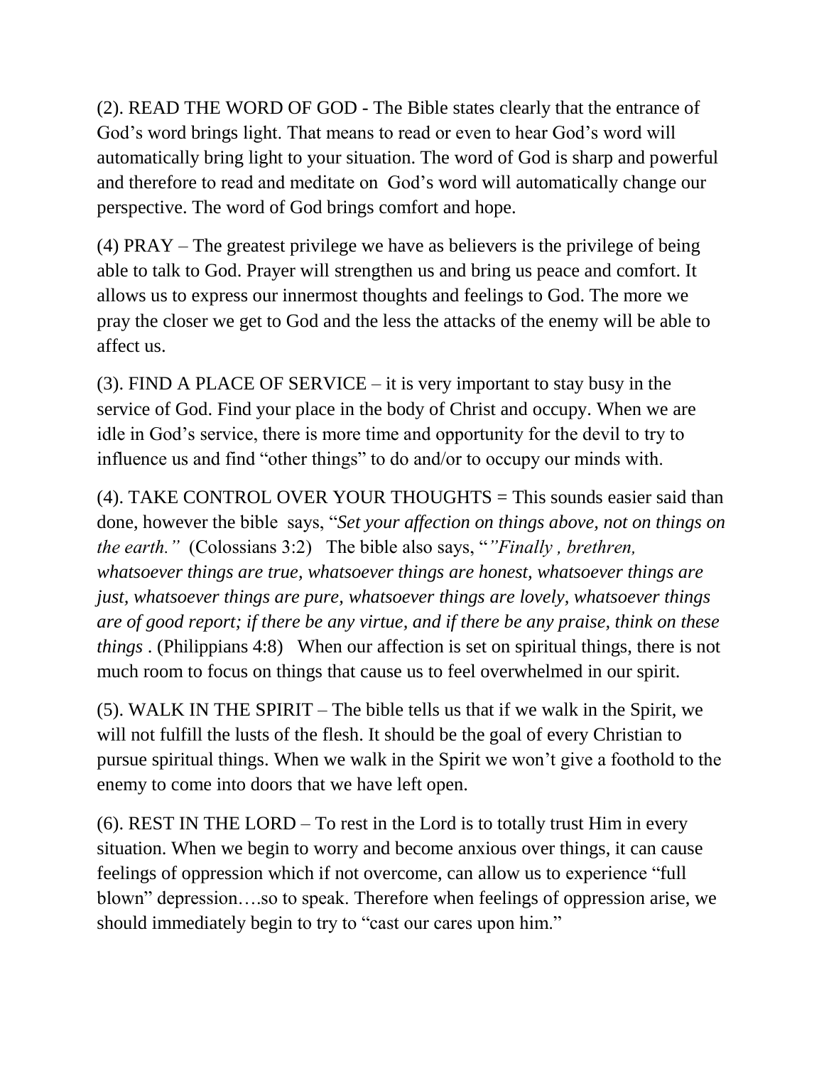(2). READ THE WORD OF GOD - The Bible states clearly that the entrance of God's word brings light. That means to read or even to hear God's word will automatically bring light to your situation. The word of God is sharp and powerful and therefore to read and meditate on God's word will automatically change our perspective. The word of God brings comfort and hope.

(4) PRAY – The greatest privilege we have as believers is the privilege of being able to talk to God. Prayer will strengthen us and bring us peace and comfort. It allows us to express our innermost thoughts and feelings to God. The more we pray the closer we get to God and the less the attacks of the enemy will be able to affect us.

(3). FIND A PLACE OF SERVICE – it is very important to stay busy in the service of God. Find your place in the body of Christ and occupy. When we are idle in God's service, there is more time and opportunity for the devil to try to influence us and find "other things" to do and/or to occupy our minds with.

(4). TAKE CONTROL OVER YOUR THOUGHTS = This sounds easier said than done, however the bible says, "*Set your affection on things above, not on things on the earth."* (Colossians 3:2) The bible also says, "*"Finally , brethren, whatsoever things are true, whatsoever things are honest, whatsoever things are just, whatsoever things are pure, whatsoever things are lovely, whatsoever things are of good report; if there be any virtue, and if there be any praise, think on these things* . (Philippians 4:8) When our affection is set on spiritual things, there is not much room to focus on things that cause us to feel overwhelmed in our spirit.

(5). WALK IN THE SPIRIT – The bible tells us that if we walk in the Spirit, we will not fulfill the lusts of the flesh. It should be the goal of every Christian to pursue spiritual things. When we walk in the Spirit we won't give a foothold to the enemy to come into doors that we have left open.

(6). REST IN THE LORD – To rest in the Lord is to totally trust Him in every situation. When we begin to worry and become anxious over things, it can cause feelings of oppression which if not overcome, can allow us to experience "full blown" depression….so to speak. Therefore when feelings of oppression arise, we should immediately begin to try to "cast our cares upon him."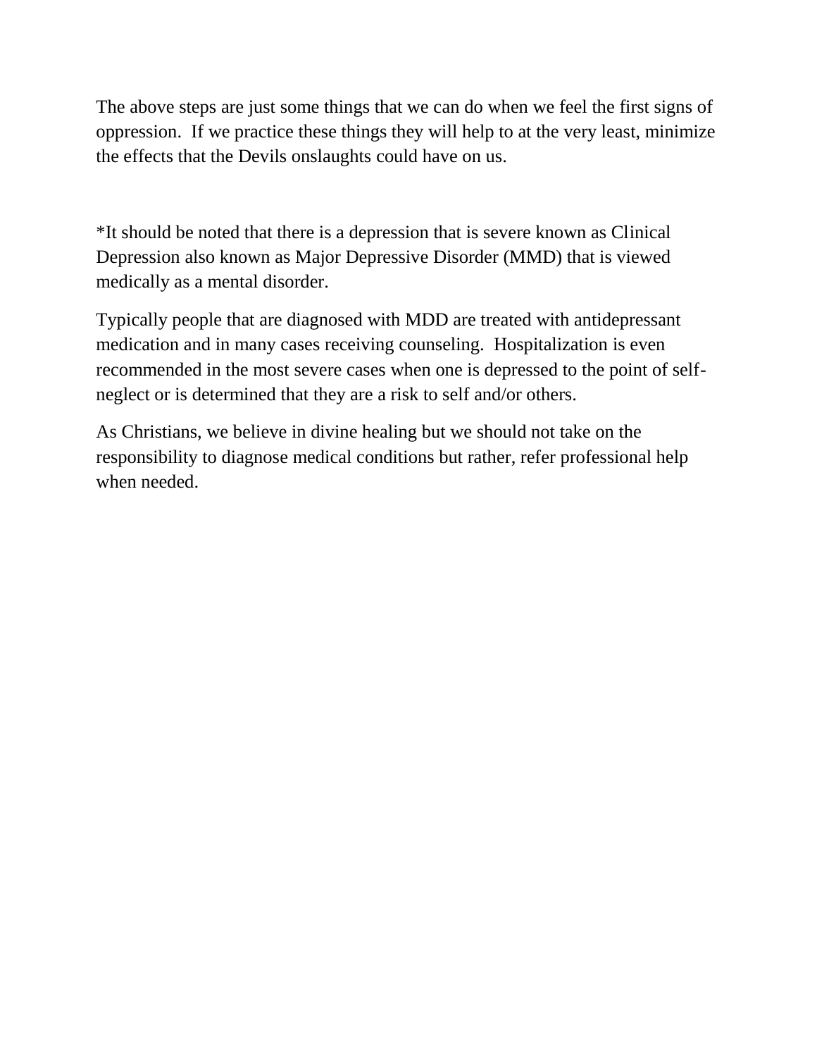The above steps are just some things that we can do when we feel the first signs of oppression. If we practice these things they will help to at the very least, minimize the effects that the Devils onslaughts could have on us.

*It should be noted that there is a depression that is severe known as Clinical Depression also known as Major Depressive Disorder (MMD) that is viewed medically as a mental disorder.

Typically people that are diagnosed with MDD are treated with antidepressant medication and in many cases receiving counseling. Hospitalization is even recommended in the most severe cases when one is depressed to the point of self-neglect or is determined that they are a risk to self and/or others.

As Christians, we believe in divine healing but we should not take on the responsibility to diagnose medical conditions but rather, refer professional help when needed.